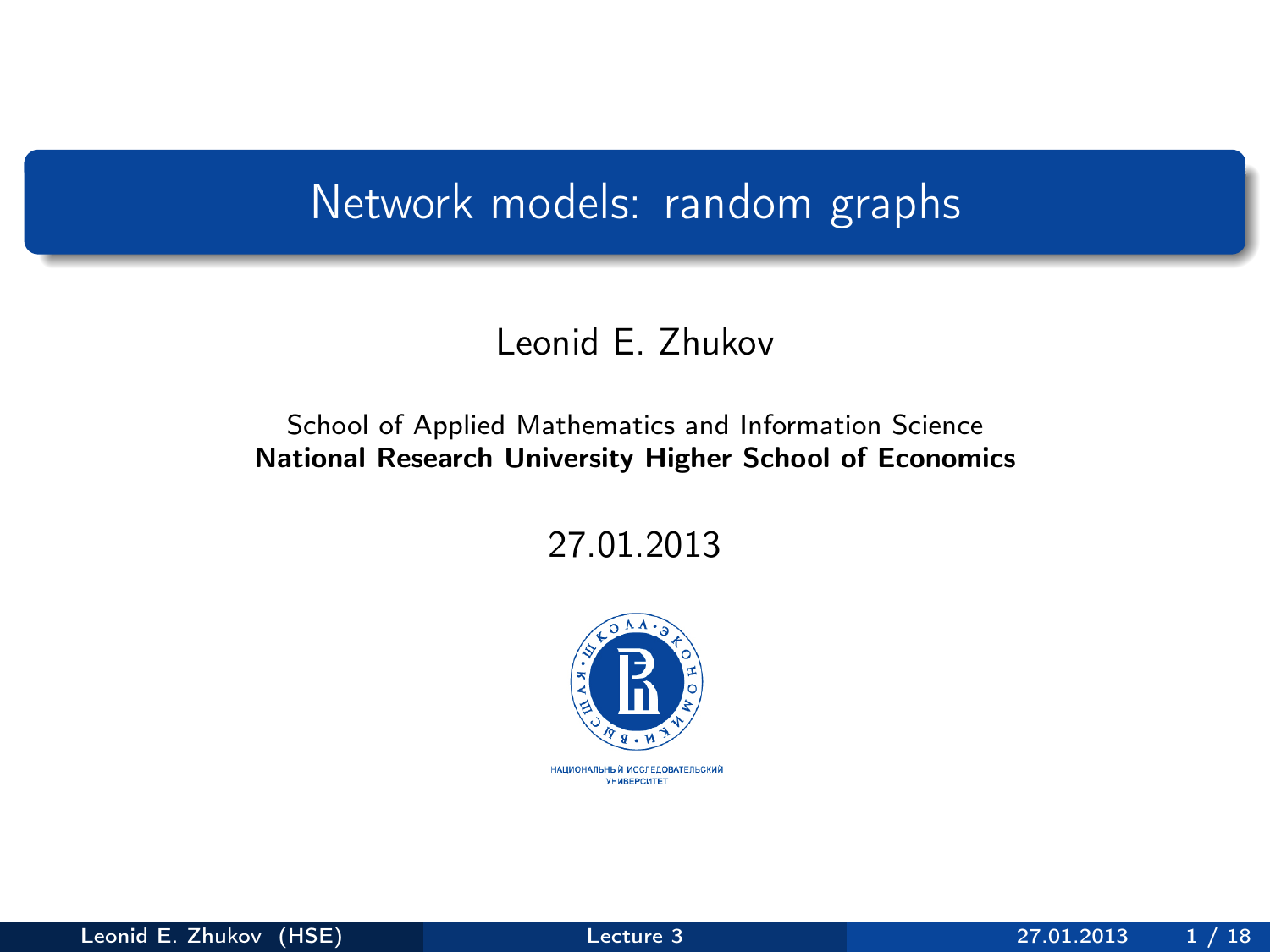# Network models: random graphs

Leonid E. Zhukov

School of Applied Mathematics and Information Science
**National Research University Higher School of Economics**

27.01.2013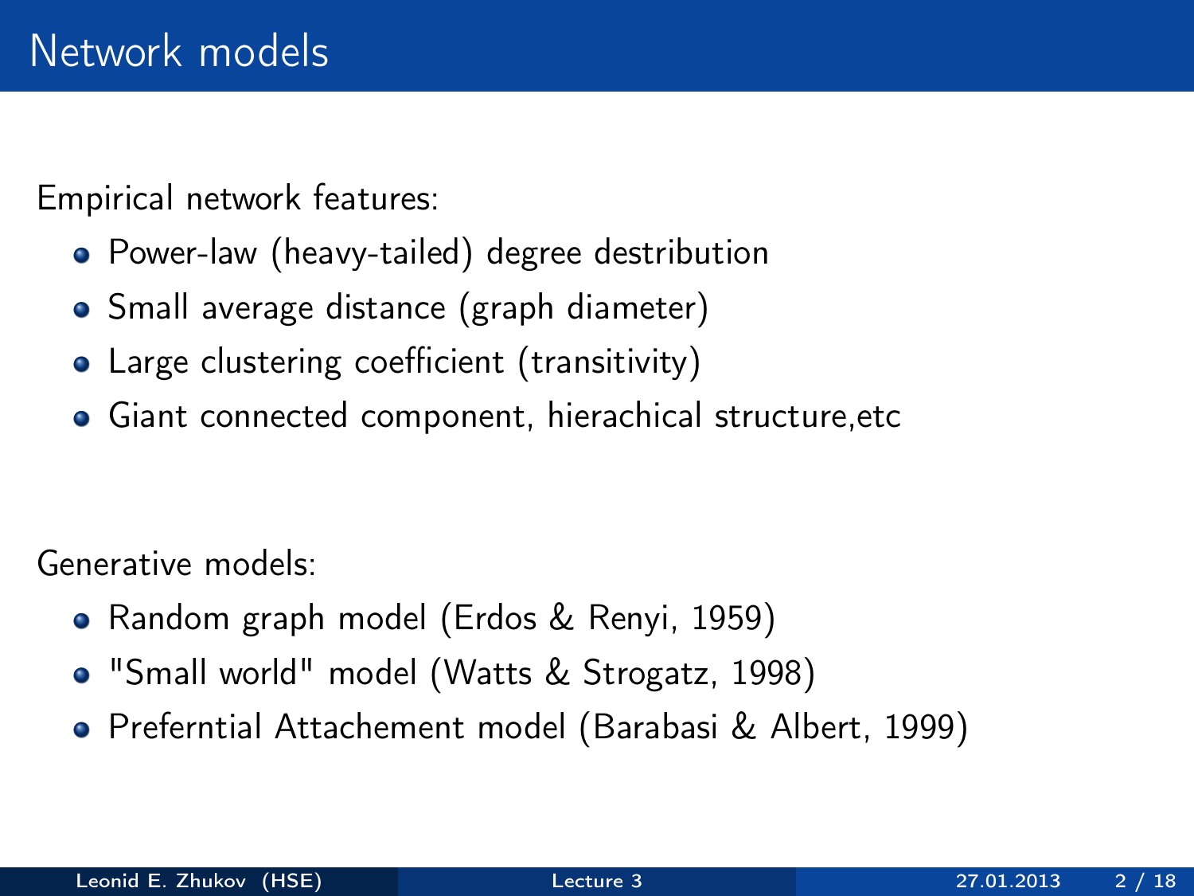# Network models

Empirical network features:

- Power-law (heavy-tailed) degree destribution
- Small average distance (graph diameter)
- Large clustering coefficient (transitivity)
- Giant connected component, hierachical structure,etc

Generative models:

- Random graph model (Erdos & Renyi, 1959)
- "Small world" model (Watts & Strogatz, 1998)
- Preferntial Attachement model (Barabasi & Albert, 1999)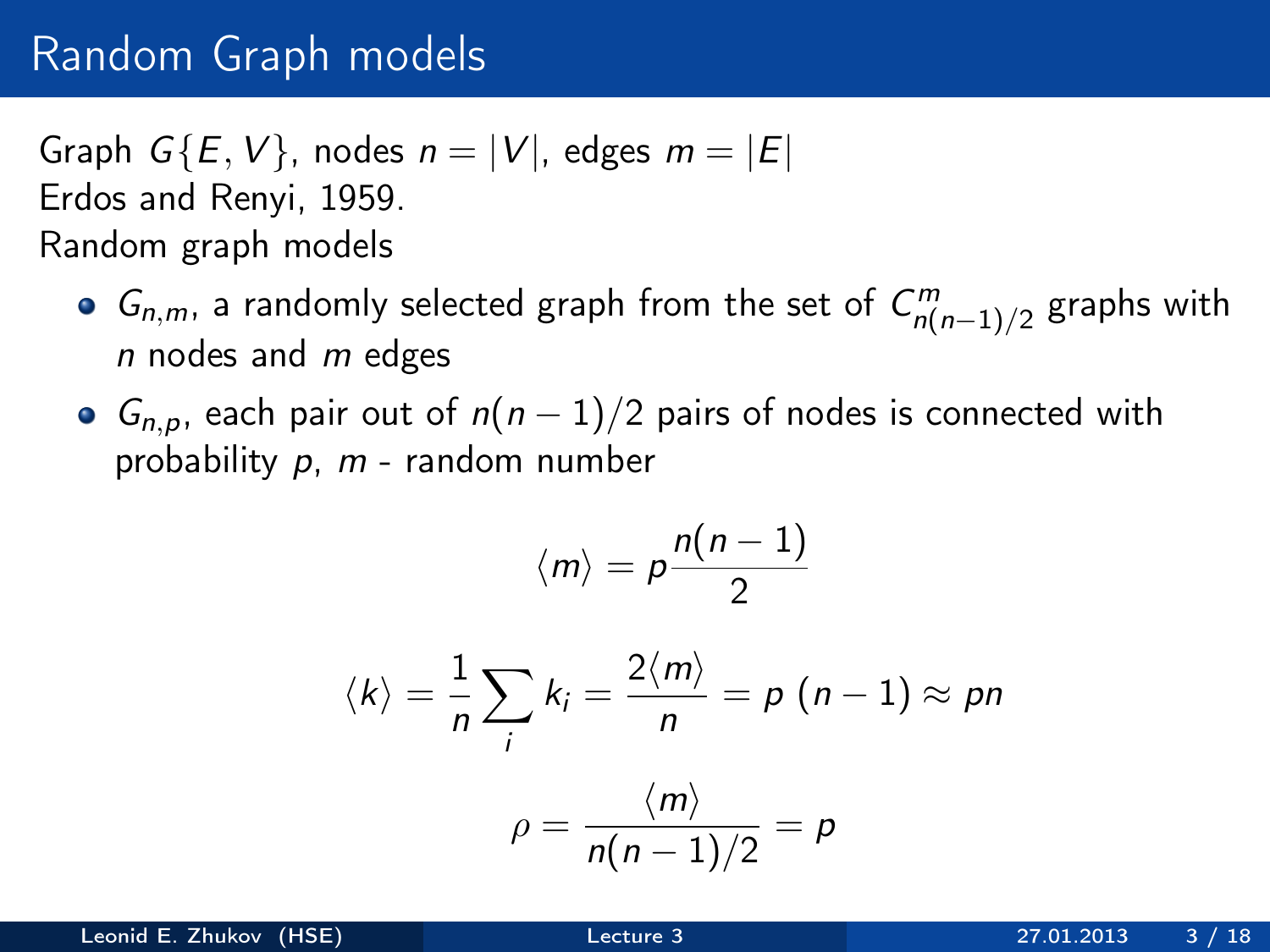# Random Graph models

Graph $G\{E, V\}$, nodes $n = |V|$, edges $m = |E|$
Erdos and Renyi, 1959.
Random graph models

- $G_{n,m}$, a randomly selected graph from the set of $C^m_{n(n-1)/2}$ graphs with $n$ nodes and $m$ edges
- $G_{n,p}$, each pair out of $n(n-1)/2$ pairs of nodes is connected with probability $p$, $m$ - random number

$$\langle m \rangle = p \frac{n(n-1)}{2}$$

$$\langle k \rangle = \frac{1}{n} \sum_i k_i = \frac{2\langle m \rangle}{n} = p \, (n-1) \approx pn$$

$$\rho = \frac{\langle m \rangle}{n(n-1)/2} = p$$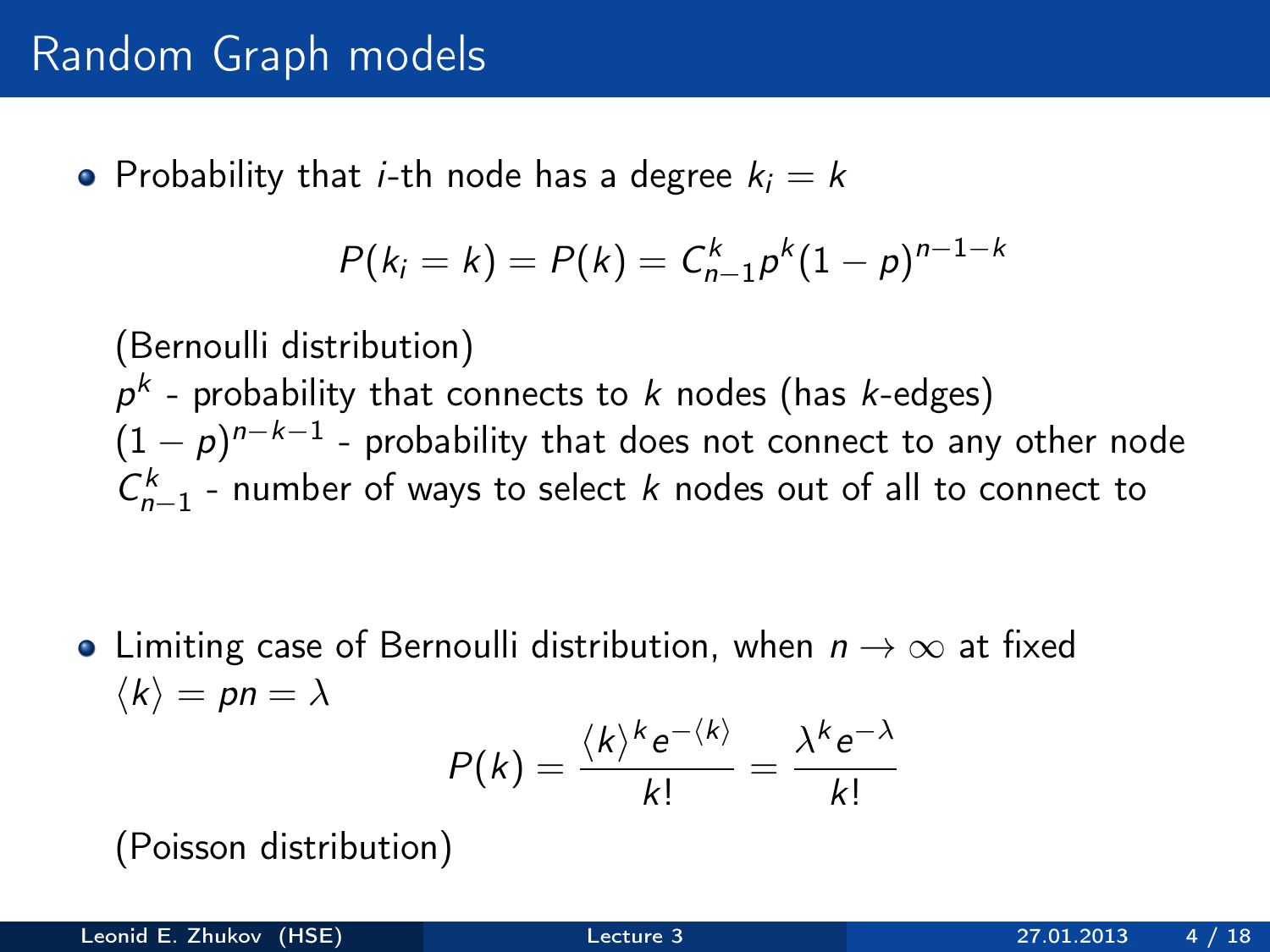# Random Graph models

- Probability that $i$-th node has a degree $k_i = k$

$$P(k_i = k) = P(k) = C_{n-1}^{k} p^k (1-p)^{n-1-k}$$

  (Bernoulli distribution)
  $p^k$ - probability that connects to $k$ nodes (has $k$-edges)
  $(1-p)^{n-k-1}$ - probability that does not connect to any other node
  $C_{n-1}^{k}$ - number of ways to select $k$ nodes out of all to connect to

- Limiting case of Bernoulli distribution, when $n \to \infty$ at fixed $\langle k \rangle = pn = \lambda$

$$P(k) = \frac{\langle k \rangle^k e^{-\langle k \rangle}}{k!} = \frac{\lambda^k e^{-\lambda}}{k!}$$

  (Poisson distribution)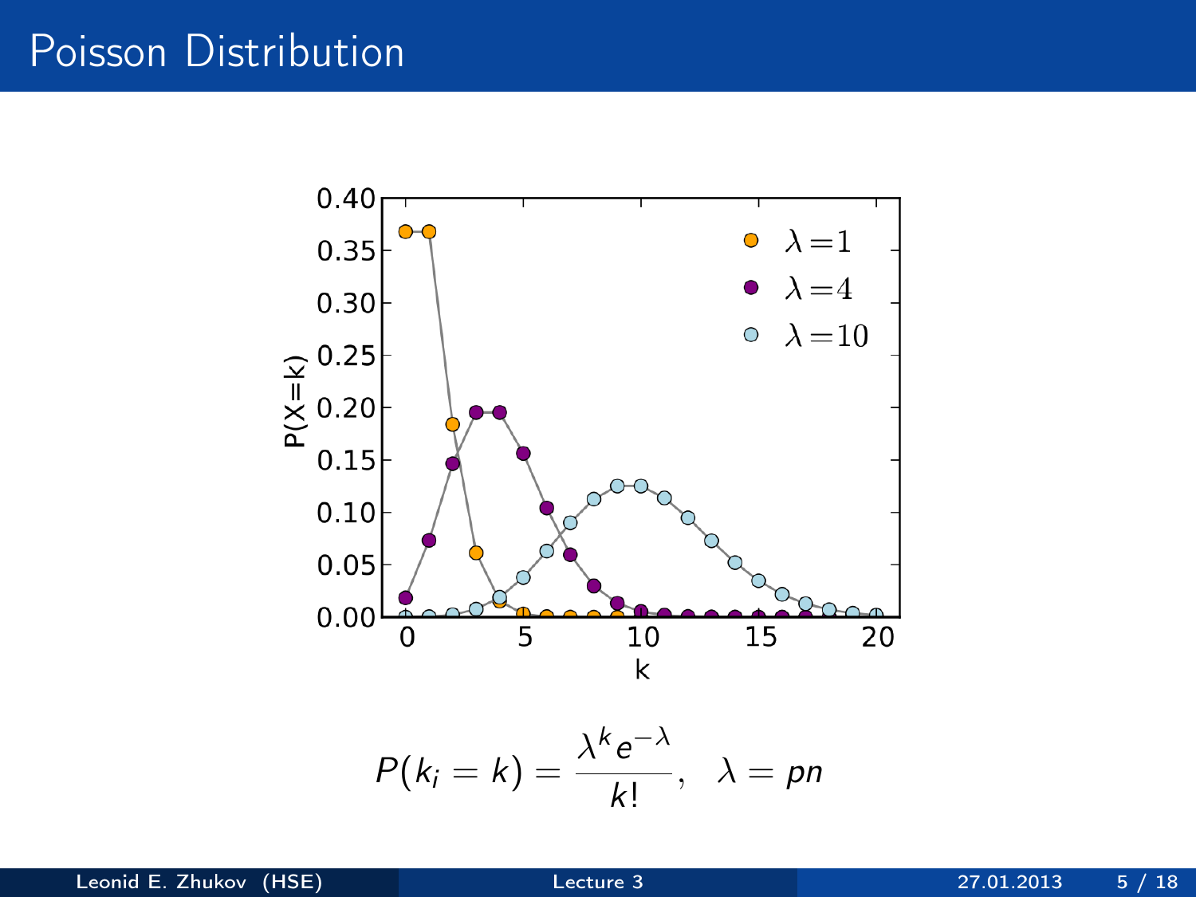# Poisson Distribution

$$P(k_i = k) = \frac{\lambda^k e^{-\lambda}}{k!}, \quad \lambda = pn$$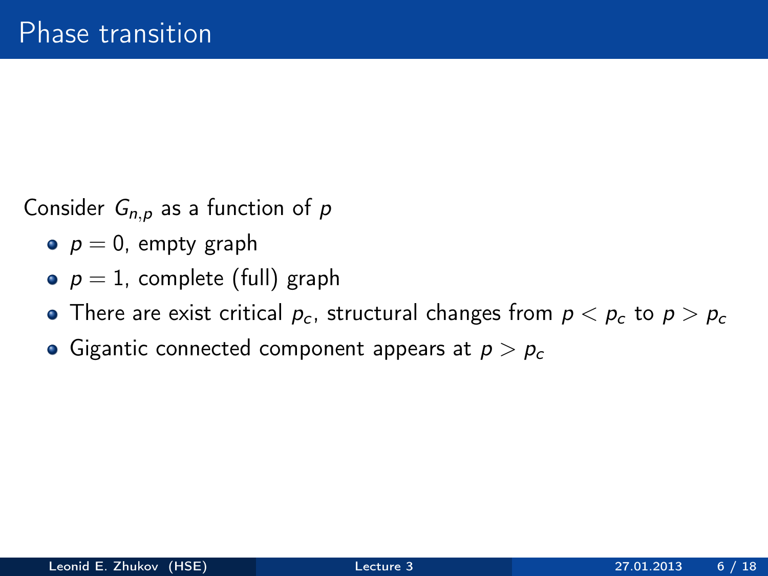# Phase transition

Consider $G_{n,p}$ as a function of $p$

- $p = 0$, empty graph
- $p = 1$, complete (full) graph
- There are exist critical $p_c$, structural changes from $p < p_c$ to $p > p_c$
- Gigantic connected component appears at $p > p_c$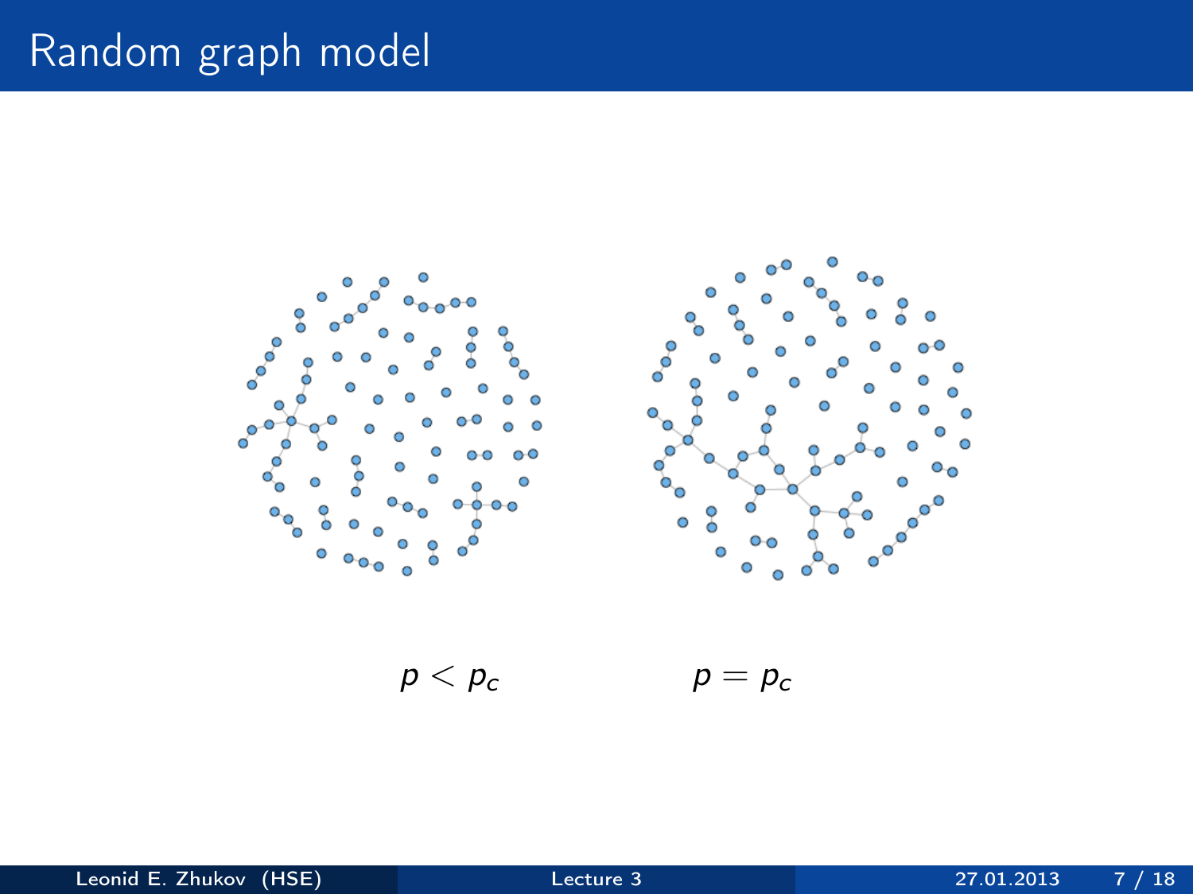# Random graph model

$p < p_c$ $\qquad$ $p = p_c$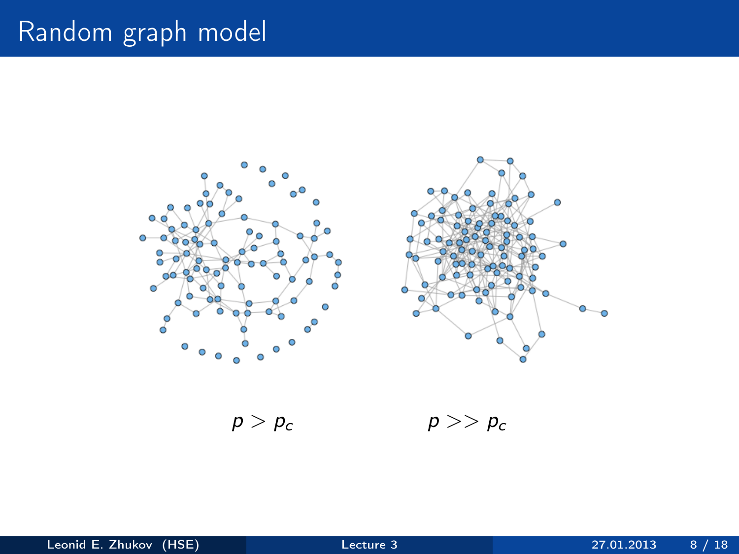# Random graph model

$p > p_c$

$p >> p_c$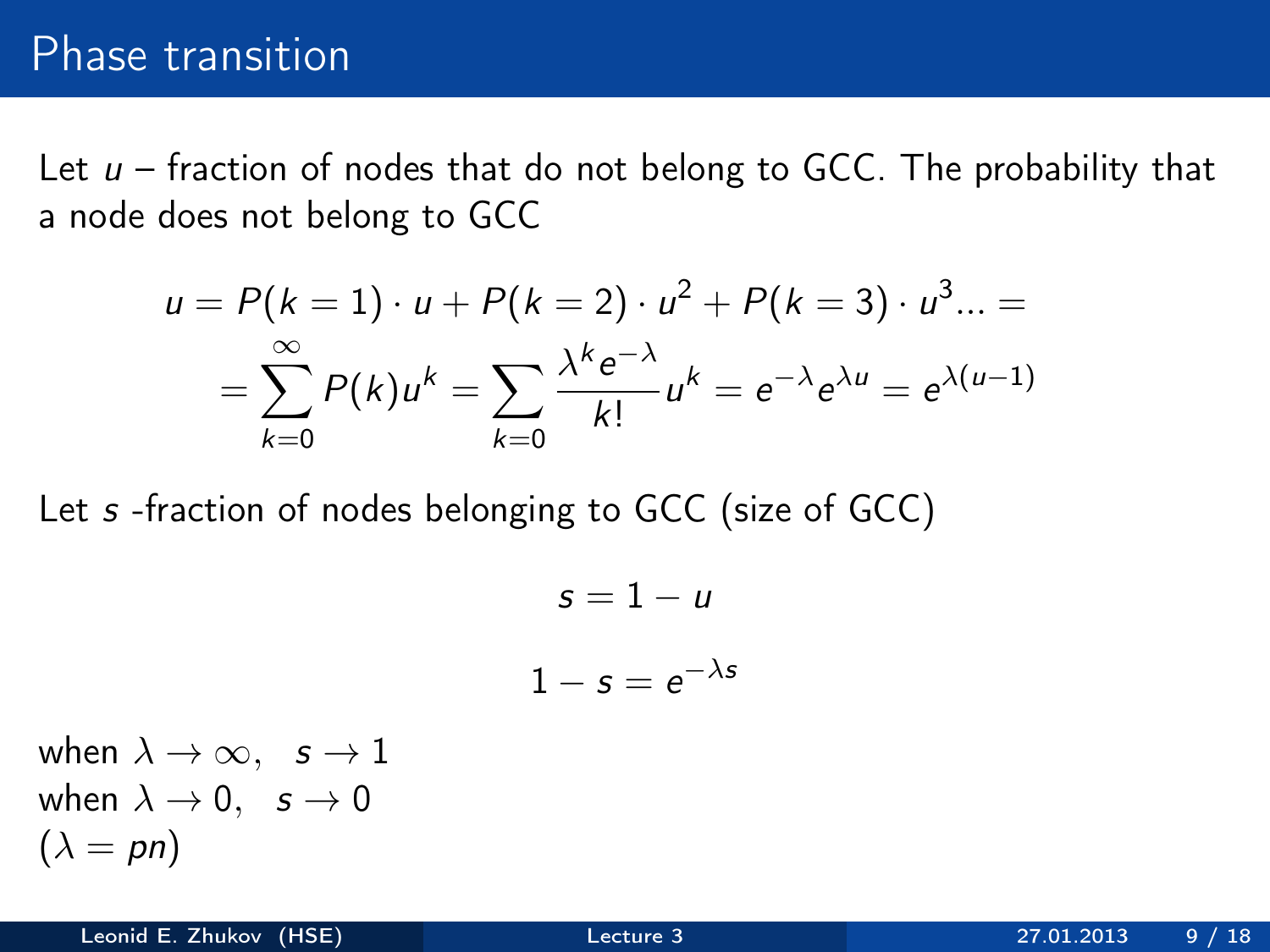# Phase transition

Let $u$ – fraction of nodes that do not belong to GCC. The probability that a node does not belong to GCC

$$u = P(k=1) \cdot u + P(k=2) \cdot u^2 + P(k=3) \cdot u^3 ... =$$

$$= \sum_{k=0}^{\infty} P(k) u^k = \sum_{k=0} \frac{\lambda^k e^{-\lambda}}{k!} u^k = e^{-\lambda} e^{\lambda u} = e^{\lambda(u-1)}$$

Let $s$ -fraction of nodes belonging to GCC (size of GCC)

$$s = 1 - u$$

$$1 - s = e^{-\lambda s}$$

when $\lambda \to \infty, \quad s \to 1$
when $\lambda \to 0, \quad s \to 0$
$(\lambda = pn)$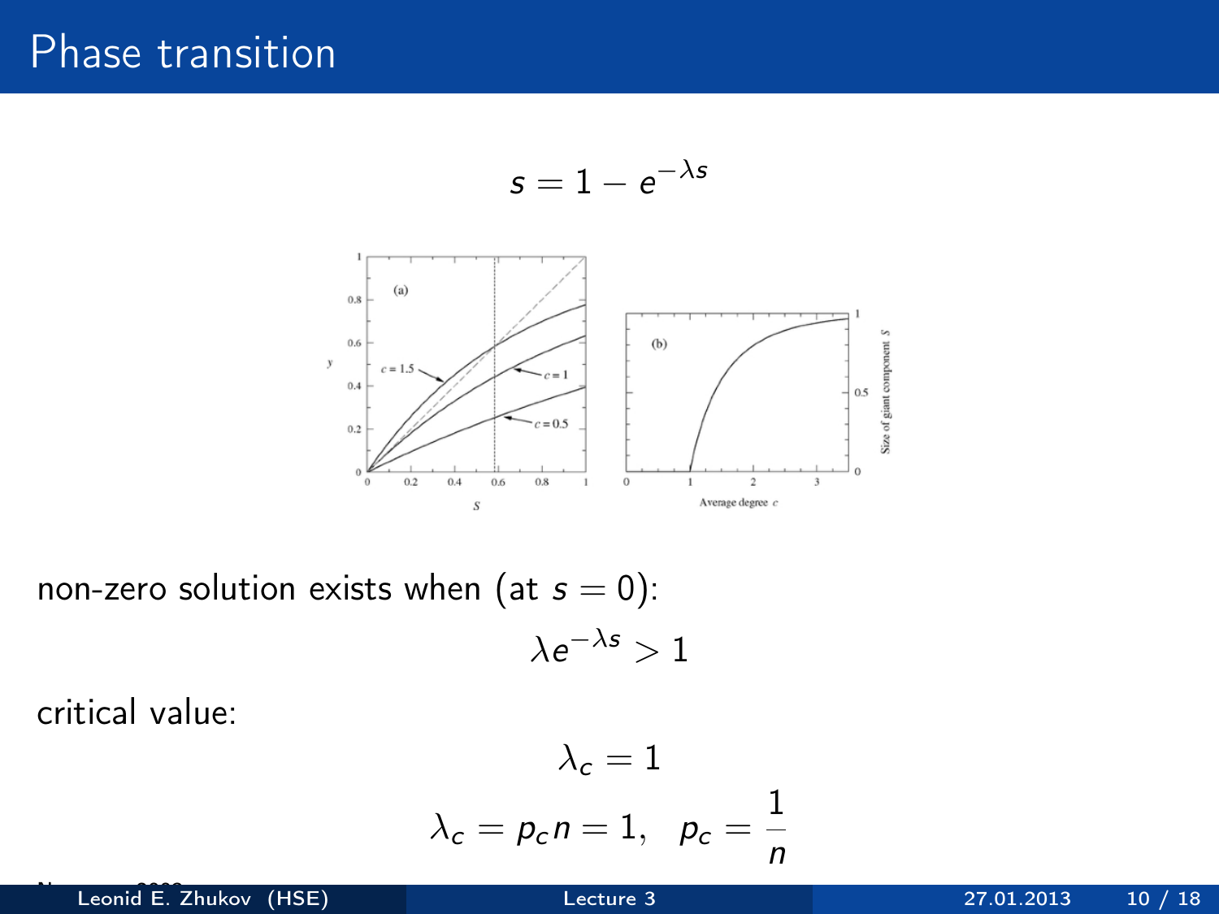# Phase transition

$$s = 1 - e^{-\lambda s}$$

non-zero solution exists when (at $s = 0$):

$$\lambda e^{-\lambda s} > 1$$

critical value:

$$\lambda_c = 1$$

$$\lambda_c = p_c n = 1, \quad p_c = \frac{1}{n}$$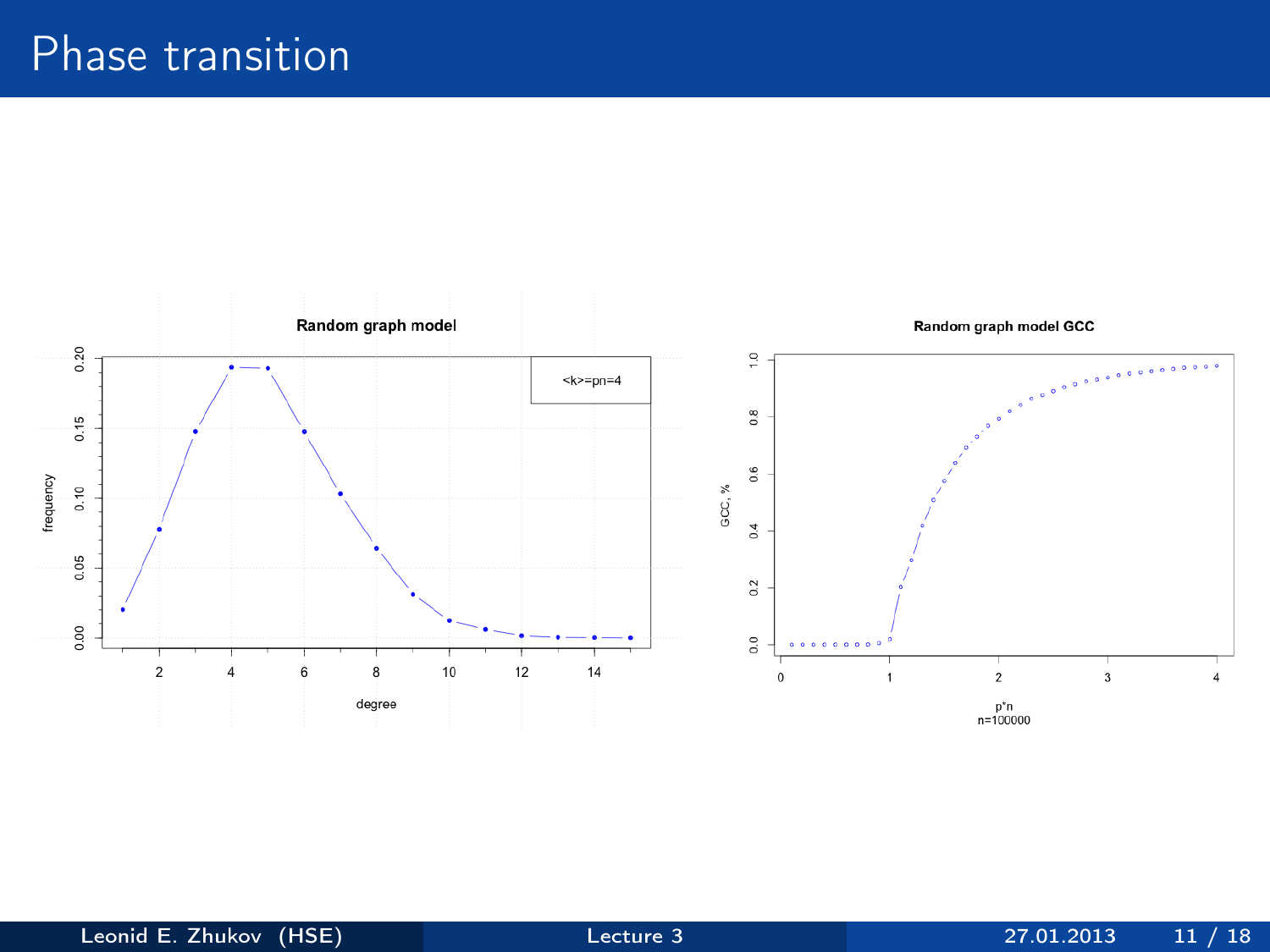# Phase transition

**Random graph model**

<k>=pn=4

frequency

degree

**Random graph model GCC**

GCC, %

p*n
n=100000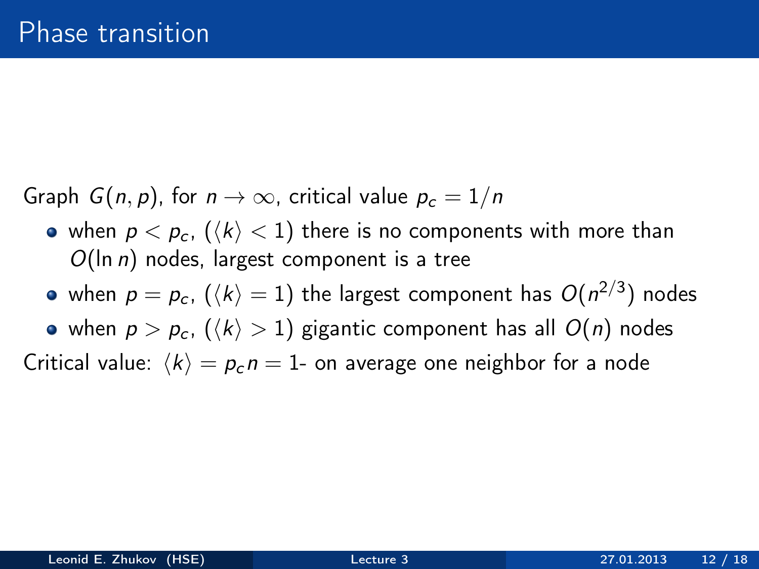# Phase transition

Graph $G(n, p)$, for $n \to \infty$, critical value $p_c = 1/n$

- when $p < p_c$, ($\langle k \rangle < 1$) there is no components with more than $O(\ln n)$ nodes, largest component is a tree
- when $p = p_c$, ($\langle k \rangle = 1$) the largest component has $O(n^{2/3})$ nodes
- when $p > p_c$, ($\langle k \rangle > 1$) gigantic component has all $O(n)$ nodes

Critical value: $\langle k \rangle = p_c n = 1$- on average one neighbor for a node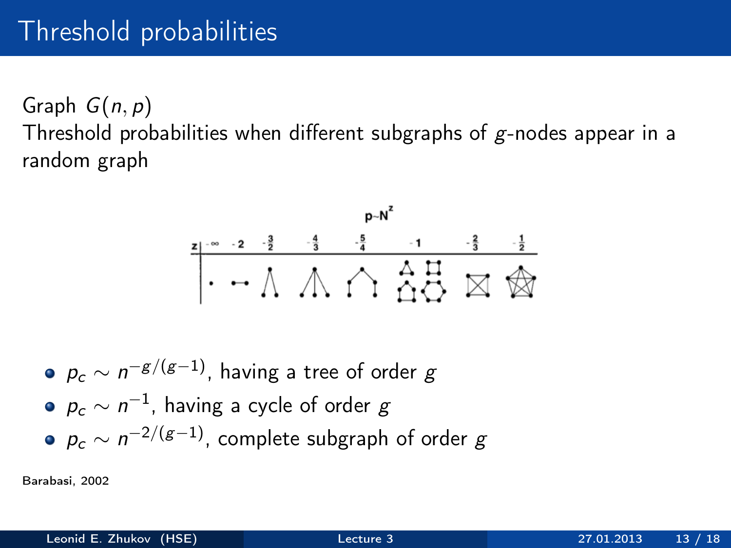# Threshold probabilities

Graph $G(n, p)$

Threshold probabilities when different subgraphs of $g$-nodes appear in a random graph

$p \sim N^z$

| z | $-\infty$ | $-2$ | $-\frac{3}{2}$ | $-\frac{4}{3}$ | $-\frac{5}{4}$ | $-1$ | $-\frac{2}{3}$ | $-\frac{1}{2}$ |
|---|---|---|---|---|---|---|---|---|

- $p_c \sim n^{-g/(g-1)}$, having a tree of order $g$
- $p_c \sim n^{-1}$, having a cycle of order $g$
- $p_c \sim n^{-2/(g-1)}$, complete subgraph of order $g$

Barabasi, 2002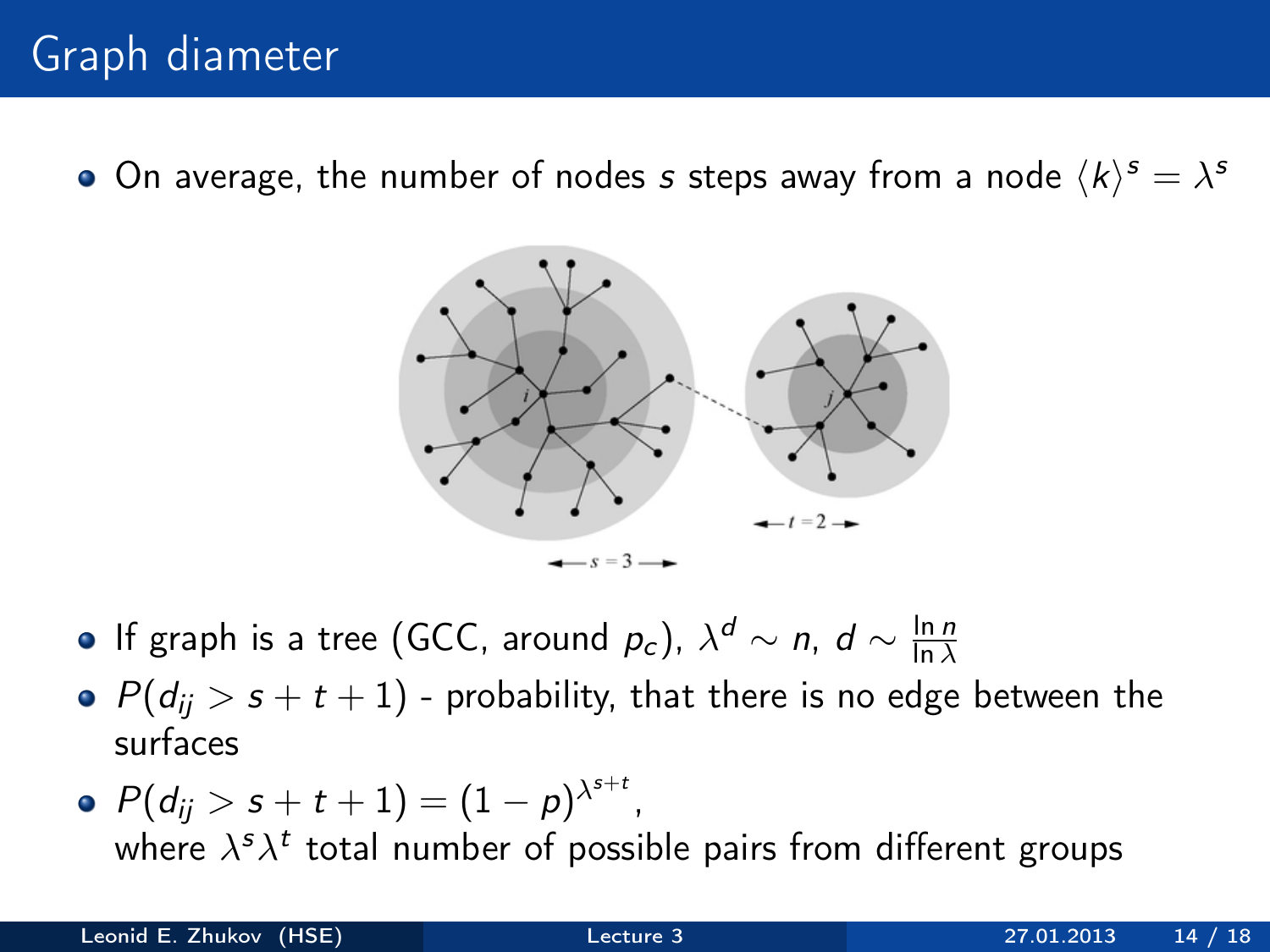# Graph diameter

- On average, the number of nodes $s$ steps away from a node $\langle k \rangle^s = \lambda^s$

- If graph is a tree (GCC, around $p_c$), $\lambda^d \sim n$, $d \sim \frac{\ln n}{\ln \lambda}$
- $P(d_{ij} > s + t + 1)$ - probability, that there is no edge between the surfaces
- $P(d_{ij} > s + t + 1) = (1 - p)^{\lambda^{s+t}}$,
  where $\lambda^s \lambda^t$ total number of possible pairs from different groups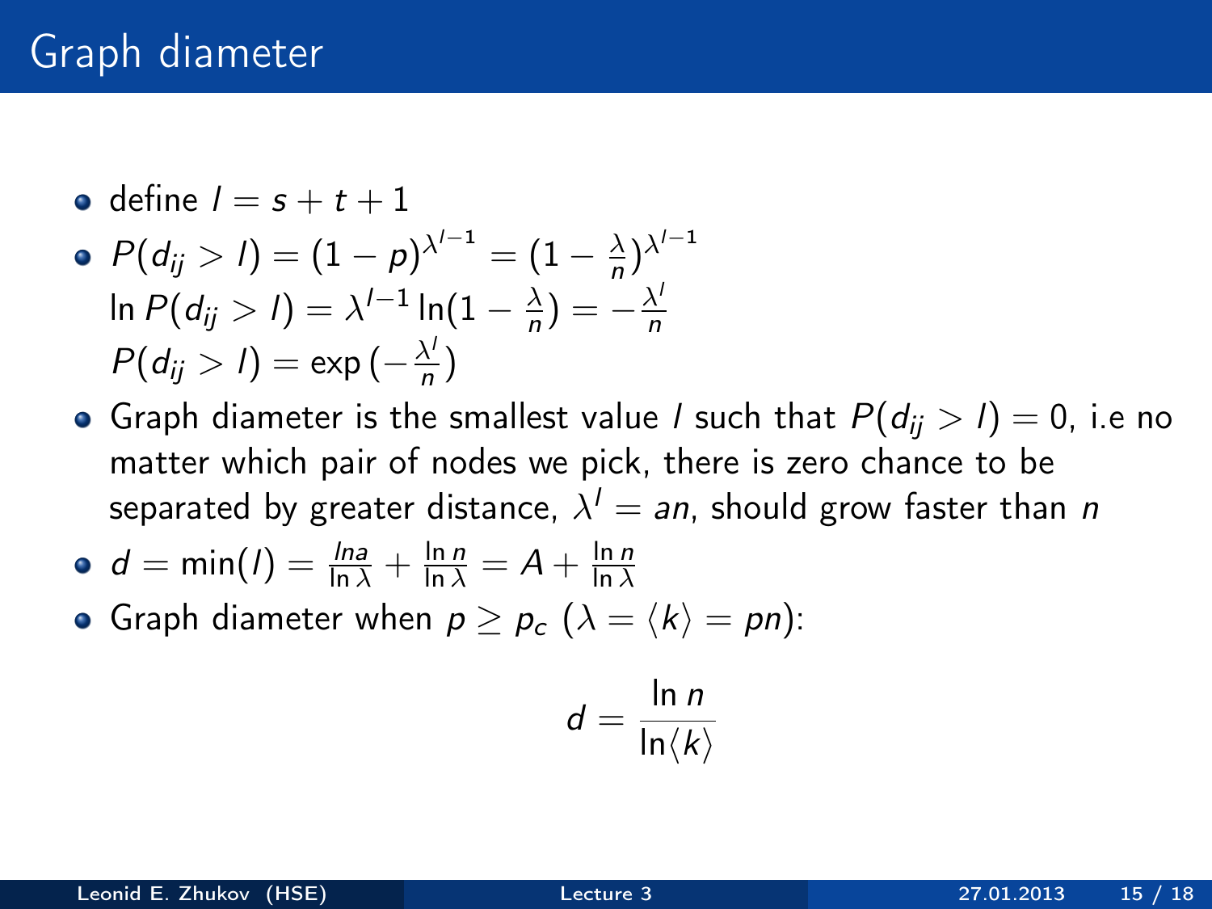# Graph diameter

- define $l = s + t + 1$
- $P(d_{ij} > l) = (1-p)^{\lambda^{l-1}} = (1 - \frac{\lambda}{n})^{\lambda^{l-1}}$
  $\ln P(d_{ij} > l) = \lambda^{l-1} \ln(1 - \frac{\lambda}{n}) = -\frac{\lambda^l}{n}$
  $P(d_{ij} > l) = \exp(-\frac{\lambda^l}{n})$
- Graph diameter is the smallest value $l$ such that $P(d_{ij} > l) = 0$, i.e no matter which pair of nodes we pick, there is zero chance to be separated by greater distance, $\lambda^l = an$, should grow faster than $n$
- $d = \min(l) = \frac{\ln a}{\ln \lambda} + \frac{\ln n}{\ln \lambda} = A + \frac{\ln n}{\ln \lambda}$
- Graph diameter when $p \geq p_c$ ($\lambda = \langle k \rangle = pn$):

$$d = \frac{\ln n}{\ln \langle k \rangle}$$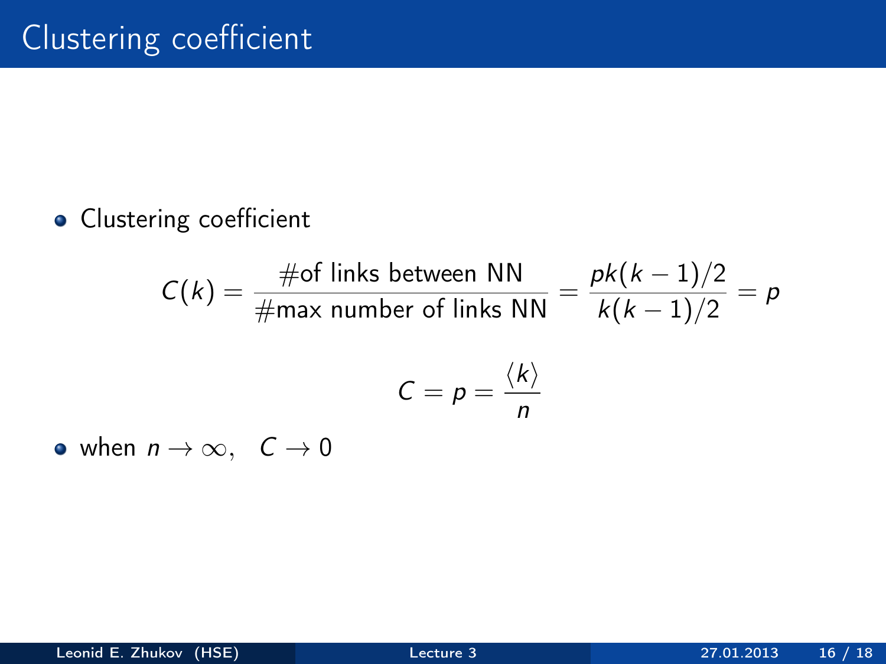# Clustering coefficient

- Clustering coefficient

$$C(k) = \frac{\#\text{of links between NN}}{\#\text{max number of links NN}} = \frac{pk(k-1)/2}{k(k-1)/2} = p$$

$$C = p = \frac{\langle k \rangle}{n}$$

- when $n \to \infty, \quad C \to 0$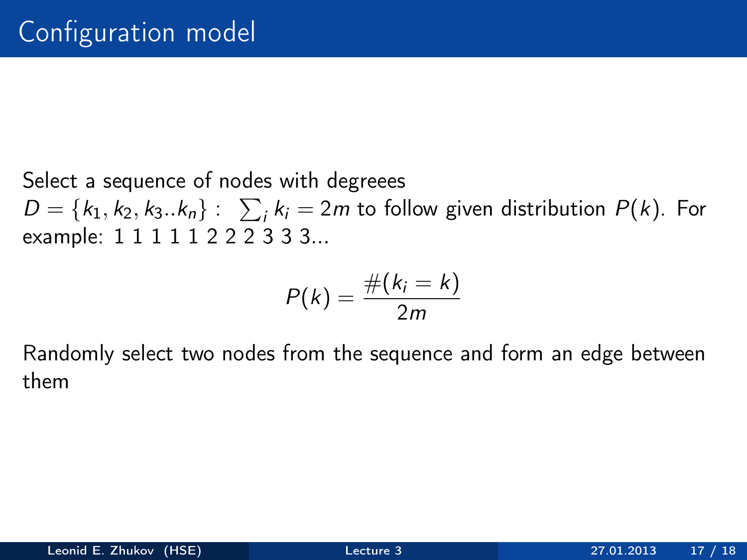# Configuration model

Select a sequence of nodes with degreees $D = \{k_1, k_2, k_3..k_n\}: \ \sum_i k_i = 2m$ to follow given distribution $P(k)$. For example: 1 1 1 1 1 2 2 2 3 3 3...

$$P(k) = \frac{\#(k_i = k)}{2m}$$

Randomly select two nodes from the sequence and form an edge between them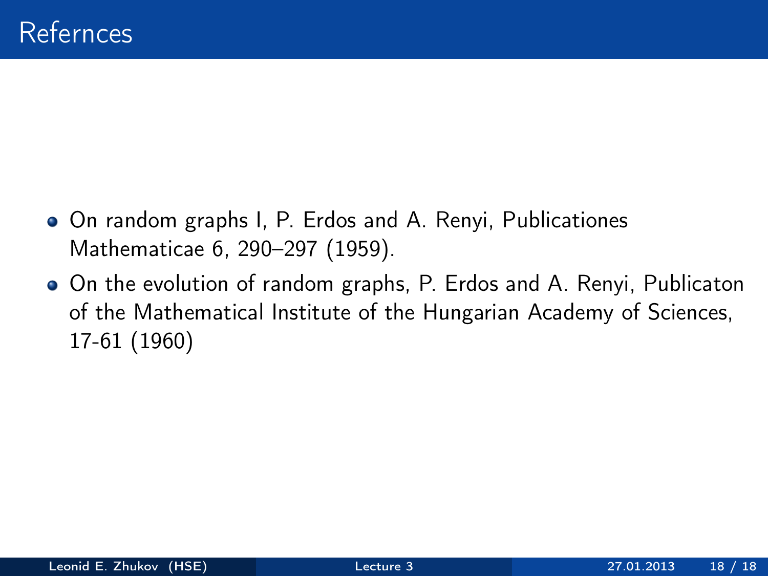# Refernces

- On random graphs I, P. Erdos and A. Renyi, Publicationes Mathematicae 6, 290–297 (1959).
- On the evolution of random graphs, P. Erdos and A. Renyi, Publicaton of the Mathematical Institute of the Hungarian Academy of Sciences, 17-61 (1960)